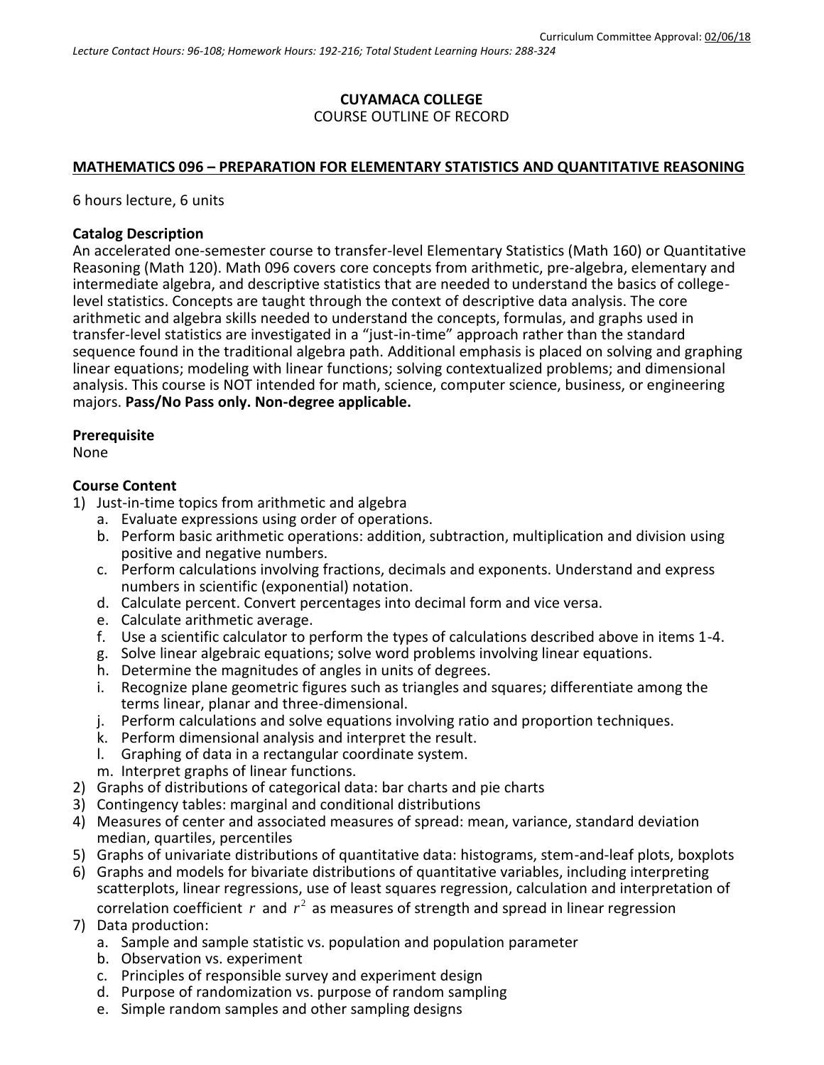Curriculum Committee Approval: 02/06/18

*Lecture Contact Hours: 96-108; Homework Hours: 192-216; Total Student Learning Hours: 288-324*

**CUYAMACA COLLEGE**
COURSE OUTLINE OF RECORD

**MATHEMATICS 096 – PREPARATION FOR ELEMENTARY STATISTICS AND QUANTITATIVE REASONING**

6 hours lecture, 6 units

**Catalog Description**

An accelerated one-semester course to transfer-level Elementary Statistics (Math 160) or Quantitative Reasoning (Math 120). Math 096 covers core concepts from arithmetic, pre-algebra, elementary and intermediate algebra, and descriptive statistics that are needed to understand the basics of college-level statistics. Concepts are taught through the context of descriptive data analysis. The core arithmetic and algebra skills needed to understand the concepts, formulas, and graphs used in transfer-level statistics are investigated in a "just-in-time" approach rather than the standard sequence found in the traditional algebra path. Additional emphasis is placed on solving and graphing linear equations; modeling with linear functions; solving contextualized problems; and dimensional analysis. This course is NOT intended for math, science, computer science, business, or engineering majors. **Pass/No Pass only. Non-degree applicable.**

**Prerequisite**

None

**Course Content**

1) Just-in-time topics from arithmetic and algebra
   a. Evaluate expressions using order of operations.
   b. Perform basic arithmetic operations: addition, subtraction, multiplication and division using positive and negative numbers.
   c. Perform calculations involving fractions, decimals and exponents. Understand and express numbers in scientific (exponential) notation.
   d. Calculate percent. Convert percentages into decimal form and vice versa.
   e. Calculate arithmetic average.
   f. Use a scientific calculator to perform the types of calculations described above in items 1-4.
   g. Solve linear algebraic equations; solve word problems involving linear equations.
   h. Determine the magnitudes of angles in units of degrees.
   i. Recognize plane geometric figures such as triangles and squares; differentiate among the terms linear, planar and three-dimensional.
   j. Perform calculations and solve equations involving ratio and proportion techniques.
   k. Perform dimensional analysis and interpret the result.
   l. Graphing of data in a rectangular coordinate system.
   m. Interpret graphs of linear functions.
2) Graphs of distributions of categorical data: bar charts and pie charts
3) Contingency tables: marginal and conditional distributions
4) Measures of center and associated measures of spread: mean, variance, standard deviation median, quartiles, percentiles
5) Graphs of univariate distributions of quantitative data: histograms, stem-and-leaf plots, boxplots
6) Graphs and models for bivariate distributions of quantitative variables, including interpreting scatterplots, linear regressions, use of least squares regression, calculation and interpretation of correlation coefficient $r$ and $r^2$ as measures of strength and spread in linear regression
7) Data production:
   a. Sample and sample statistic vs. population and population parameter
   b. Observation vs. experiment
   c. Principles of responsible survey and experiment design
   d. Purpose of randomization vs. purpose of random sampling
   e. Simple random samples and other sampling designs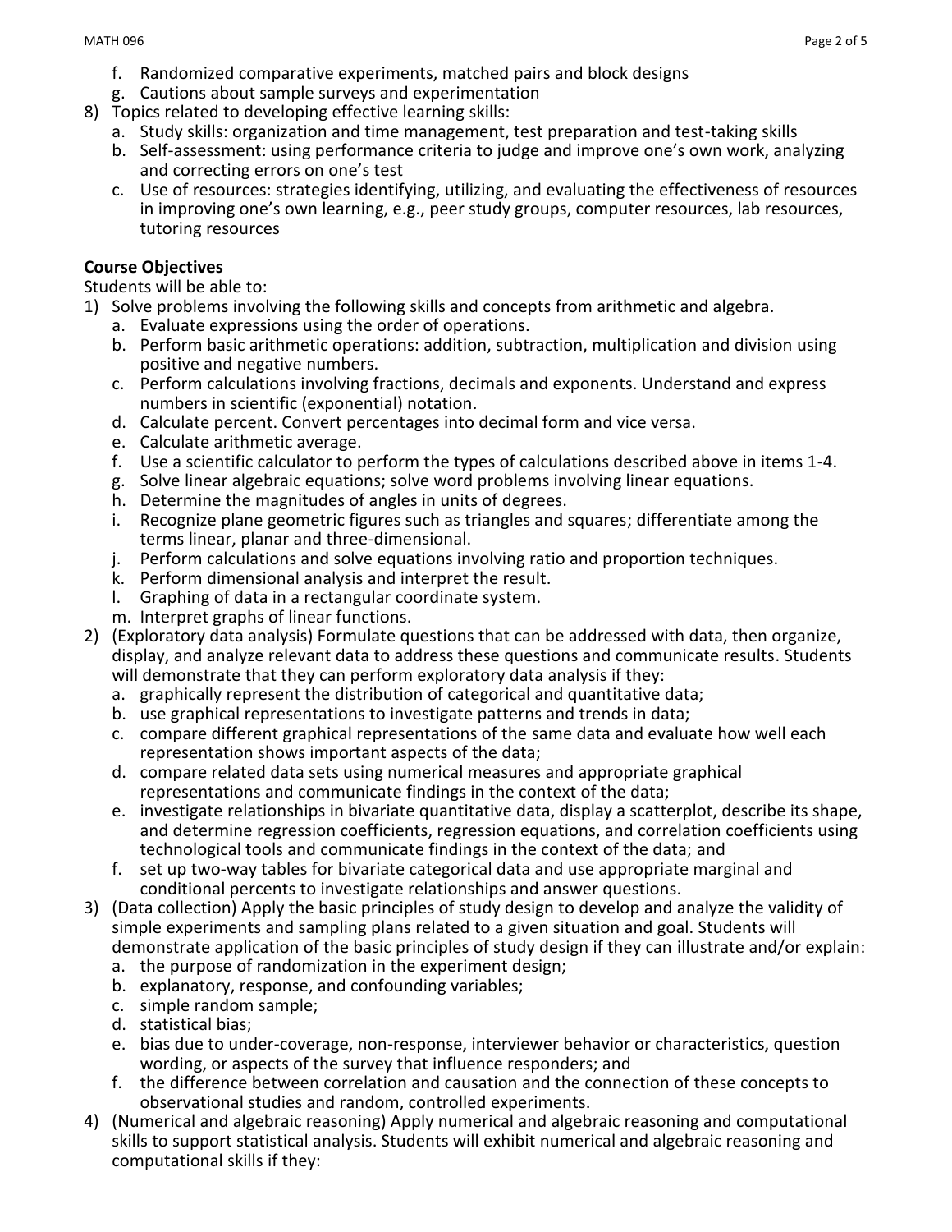f. Randomized comparative experiments, matched pairs and block designs
g. Cautions about sample surveys and experimentation

8) Topics related to developing effective learning skills:
   a. Study skills: organization and time management, test preparation and test-taking skills
   b. Self-assessment: using performance criteria to judge and improve one's own work, analyzing and correcting errors on one's test
   c. Use of resources: strategies identifying, utilizing, and evaluating the effectiveness of resources in improving one's own learning, e.g., peer study groups, computer resources, lab resources, tutoring resources

**Course Objectives**

Students will be able to:

1) Solve problems involving the following skills and concepts from arithmetic and algebra.
   a. Evaluate expressions using the order of operations.
   b. Perform basic arithmetic operations: addition, subtraction, multiplication and division using positive and negative numbers.
   c. Perform calculations involving fractions, decimals and exponents. Understand and express numbers in scientific (exponential) notation.
   d. Calculate percent. Convert percentages into decimal form and vice versa.
   e. Calculate arithmetic average.
   f. Use a scientific calculator to perform the types of calculations described above in items 1-4.
   g. Solve linear algebraic equations; solve word problems involving linear equations.
   h. Determine the magnitudes of angles in units of degrees.
   i. Recognize plane geometric figures such as triangles and squares; differentiate among the terms linear, planar and three-dimensional.
   j. Perform calculations and solve equations involving ratio and proportion techniques.
   k. Perform dimensional analysis and interpret the result.
   l. Graphing of data in a rectangular coordinate system.
   m. Interpret graphs of linear functions.
2) (Exploratory data analysis) Formulate questions that can be addressed with data, then organize, display, and analyze relevant data to address these questions and communicate results. Students will demonstrate that they can perform exploratory data analysis if they:
   a. graphically represent the distribution of categorical and quantitative data;
   b. use graphical representations to investigate patterns and trends in data;
   c. compare different graphical representations of the same data and evaluate how well each representation shows important aspects of the data;
   d. compare related data sets using numerical measures and appropriate graphical representations and communicate findings in the context of the data;
   e. investigate relationships in bivariate quantitative data, display a scatterplot, describe its shape, and determine regression coefficients, regression equations, and correlation coefficients using technological tools and communicate findings in the context of the data; and
   f. set up two-way tables for bivariate categorical data and use appropriate marginal and conditional percents to investigate relationships and answer questions.
3) (Data collection) Apply the basic principles of study design to develop and analyze the validity of simple experiments and sampling plans related to a given situation and goal. Students will demonstrate application of the basic principles of study design if they can illustrate and/or explain:
   a. the purpose of randomization in the experiment design;
   b. explanatory, response, and confounding variables;
   c. simple random sample;
   d. statistical bias;
   e. bias due to under-coverage, non-response, interviewer behavior or characteristics, question wording, or aspects of the survey that influence responders; and
   f. the difference between correlation and causation and the connection of these concepts to observational studies and random, controlled experiments.
4) (Numerical and algebraic reasoning) Apply numerical and algebraic reasoning and computational skills to support statistical analysis. Students will exhibit numerical and algebraic reasoning and computational skills if they: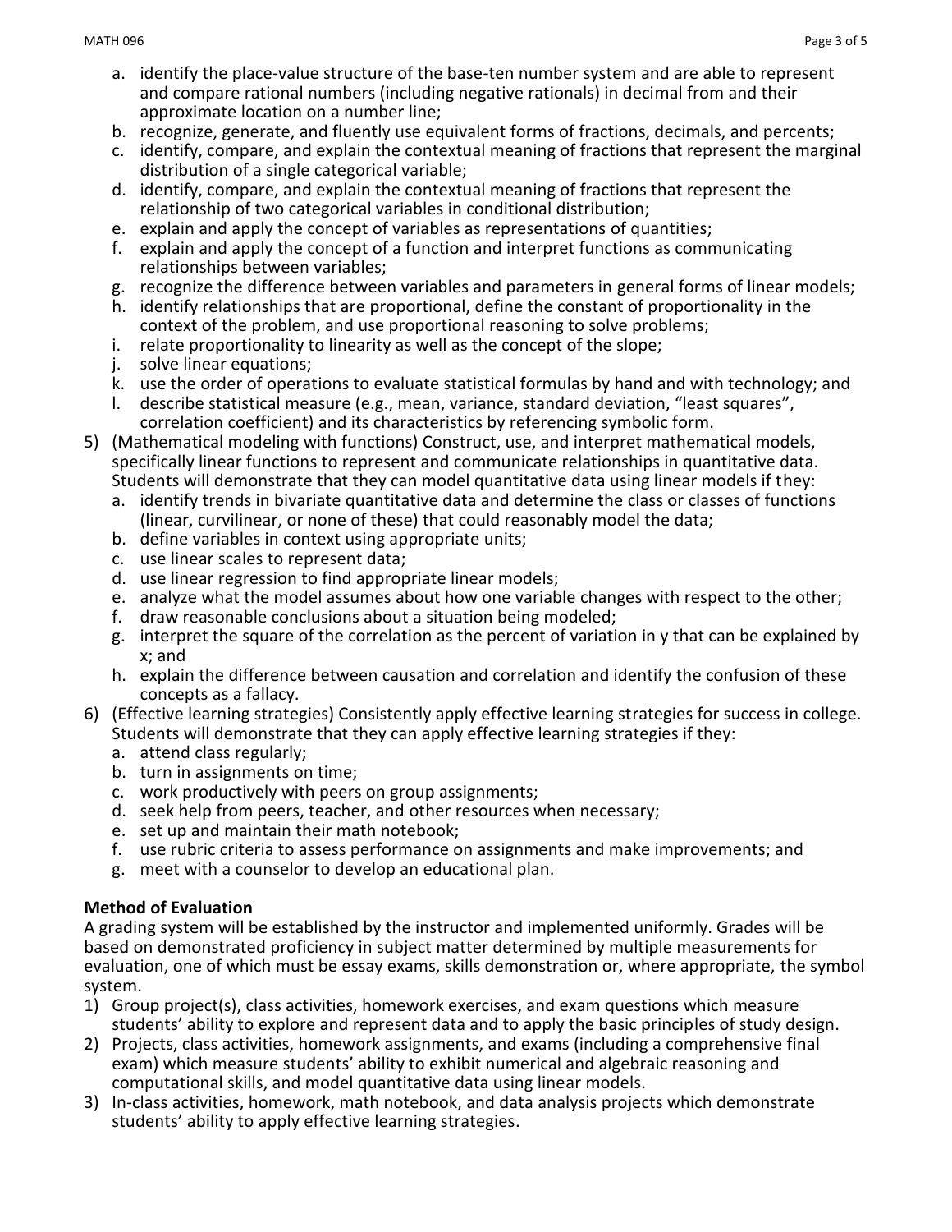a. identify the place-value structure of the base-ten number system and are able to represent and compare rational numbers (including negative rationals) in decimal from and their approximate location on a number line;
   b. recognize, generate, and fluently use equivalent forms of fractions, decimals, and percents;
   c. identify, compare, and explain the contextual meaning of fractions that represent the marginal distribution of a single categorical variable;
   d. identify, compare, and explain the contextual meaning of fractions that represent the relationship of two categorical variables in conditional distribution;
   e. explain and apply the concept of variables as representations of quantities;
   f. explain and apply the concept of a function and interpret functions as communicating relationships between variables;
   g. recognize the difference between variables and parameters in general forms of linear models;
   h. identify relationships that are proportional, define the constant of proportionality in the context of the problem, and use proportional reasoning to solve problems;
   i. relate proportionality to linearity as well as the concept of the slope;
   j. solve linear equations;
   k. use the order of operations to evaluate statistical formulas by hand and with technology; and
   l. describe statistical measure (e.g., mean, variance, standard deviation, "least squares", correlation coefficient) and its characteristics by referencing symbolic form.

5) (Mathematical modeling with functions) Construct, use, and interpret mathematical models, specifically linear functions to represent and communicate relationships in quantitative data. Students will demonstrate that they can model quantitative data using linear models if they:
   a. identify trends in bivariate quantitative data and determine the class or classes of functions (linear, curvilinear, or none of these) that could reasonably model the data;
   b. define variables in context using appropriate units;
   c. use linear scales to represent data;
   d. use linear regression to find appropriate linear models;
   e. analyze what the model assumes about how one variable changes with respect to the other;
   f. draw reasonable conclusions about a situation being modeled;
   g. interpret the square of the correlation as the percent of variation in y that can be explained by x; and
   h. explain the difference between causation and correlation and identify the confusion of these concepts as a fallacy.
6) (Effective learning strategies) Consistently apply effective learning strategies for success in college. Students will demonstrate that they can apply effective learning strategies if they:
   a. attend class regularly;
   b. turn in assignments on time;
   c. work productively with peers on group assignments;
   d. seek help from peers, teacher, and other resources when necessary;
   e. set up and maintain their math notebook;
   f. use rubric criteria to assess performance on assignments and make improvements; and
   g. meet with a counselor to develop an educational plan.

**Method of Evaluation**

A grading system will be established by the instructor and implemented uniformly. Grades will be based on demonstrated proficiency in subject matter determined by multiple measurements for evaluation, one of which must be essay exams, skills demonstration or, where appropriate, the symbol system.

1) Group project(s), class activities, homework exercises, and exam questions which measure students' ability to explore and represent data and to apply the basic principles of study design.
2) Projects, class activities, homework assignments, and exams (including a comprehensive final exam) which measure students' ability to exhibit numerical and algebraic reasoning and computational skills, and model quantitative data using linear models.
3) In-class activities, homework, math notebook, and data analysis projects which demonstrate students' ability to apply effective learning strategies.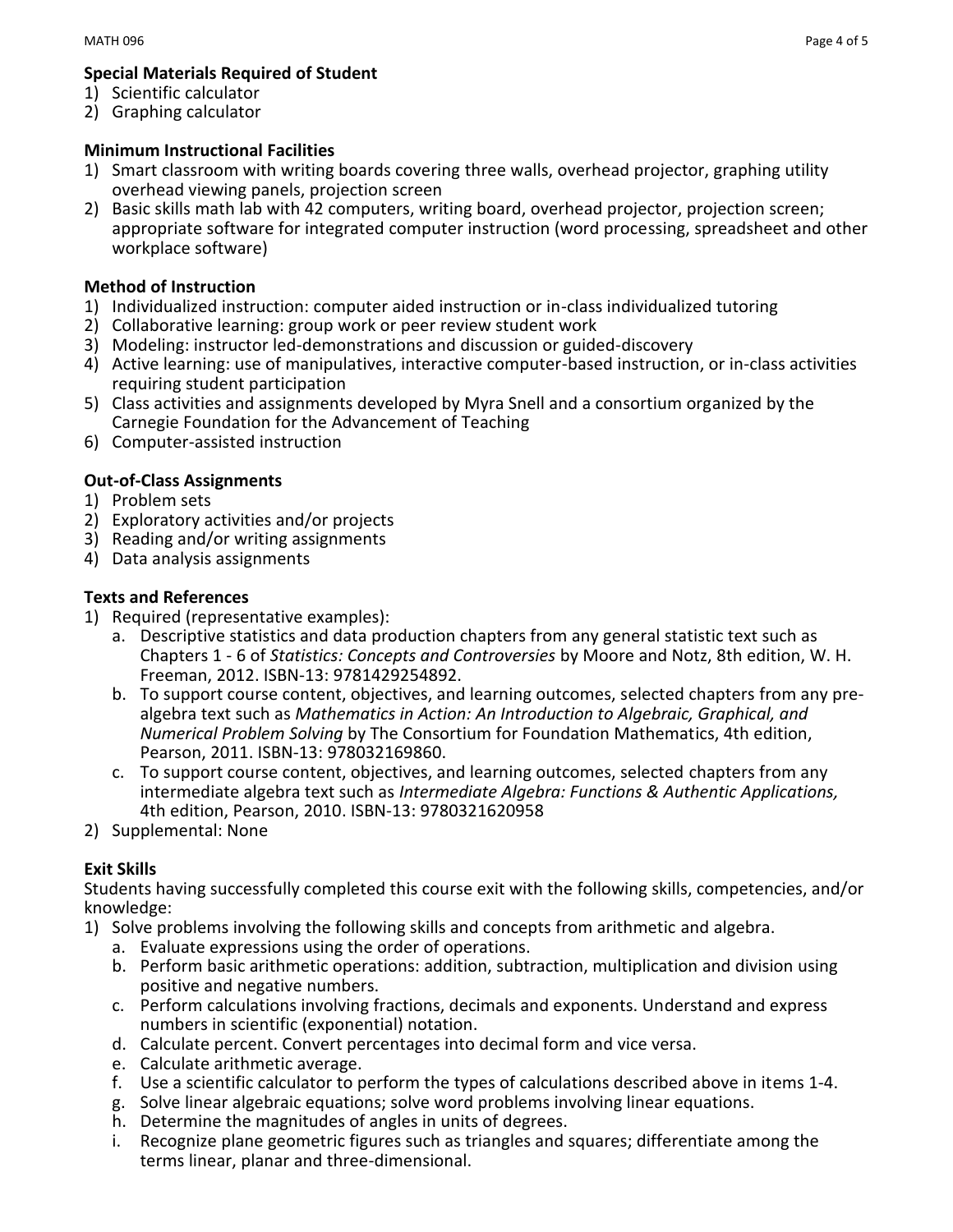**Special Materials Required of Student**

1) Scientific calculator
2) Graphing calculator

**Minimum Instructional Facilities**

1) Smart classroom with writing boards covering three walls, overhead projector, graphing utility overhead viewing panels, projection screen
2) Basic skills math lab with 42 computers, writing board, overhead projector, projection screen; appropriate software for integrated computer instruction (word processing, spreadsheet and other workplace software)

**Method of Instruction**

1) Individualized instruction: computer aided instruction or in-class individualized tutoring
2) Collaborative learning: group work or peer review student work
3) Modeling: instructor led-demonstrations and discussion or guided-discovery
4) Active learning: use of manipulatives, interactive computer-based instruction, or in-class activities requiring student participation
5) Class activities and assignments developed by Myra Snell and a consortium organized by the Carnegie Foundation for the Advancement of Teaching
6) Computer-assisted instruction

**Out-of-Class Assignments**

1) Problem sets
2) Exploratory activities and/or projects
3) Reading and/or writing assignments
4) Data analysis assignments

**Texts and References**

1) Required (representative examples):
   a. Descriptive statistics and data production chapters from any general statistic text such as Chapters 1 - 6 of *Statistics: Concepts and Controversies* by Moore and Notz, 8th edition, W. H. Freeman, 2012. ISBN-13: 9781429254892.
   b. To support course content, objectives, and learning outcomes, selected chapters from any pre-algebra text such as *Mathematics in Action: An Introduction to Algebraic, Graphical, and Numerical Problem Solving* by The Consortium for Foundation Mathematics, 4th edition, Pearson, 2011. ISBN-13: 978032169860.
   c. To support course content, objectives, and learning outcomes, selected chapters from any intermediate algebra text such as *Intermediate Algebra: Functions & Authentic Applications,* 4th edition, Pearson, 2010. ISBN-13: 9780321620958
2) Supplemental: None

**Exit Skills**

Students having successfully completed this course exit with the following skills, competencies, and/or knowledge:

1) Solve problems involving the following skills and concepts from arithmetic and algebra.
   a. Evaluate expressions using the order of operations.
   b. Perform basic arithmetic operations: addition, subtraction, multiplication and division using positive and negative numbers.
   c. Perform calculations involving fractions, decimals and exponents. Understand and express numbers in scientific (exponential) notation.
   d. Calculate percent. Convert percentages into decimal form and vice versa.
   e. Calculate arithmetic average.
   f. Use a scientific calculator to perform the types of calculations described above in items 1-4.
   g. Solve linear algebraic equations; solve word problems involving linear equations.
   h. Determine the magnitudes of angles in units of degrees.
   i. Recognize plane geometric figures such as triangles and squares; differentiate among the terms linear, planar and three-dimensional.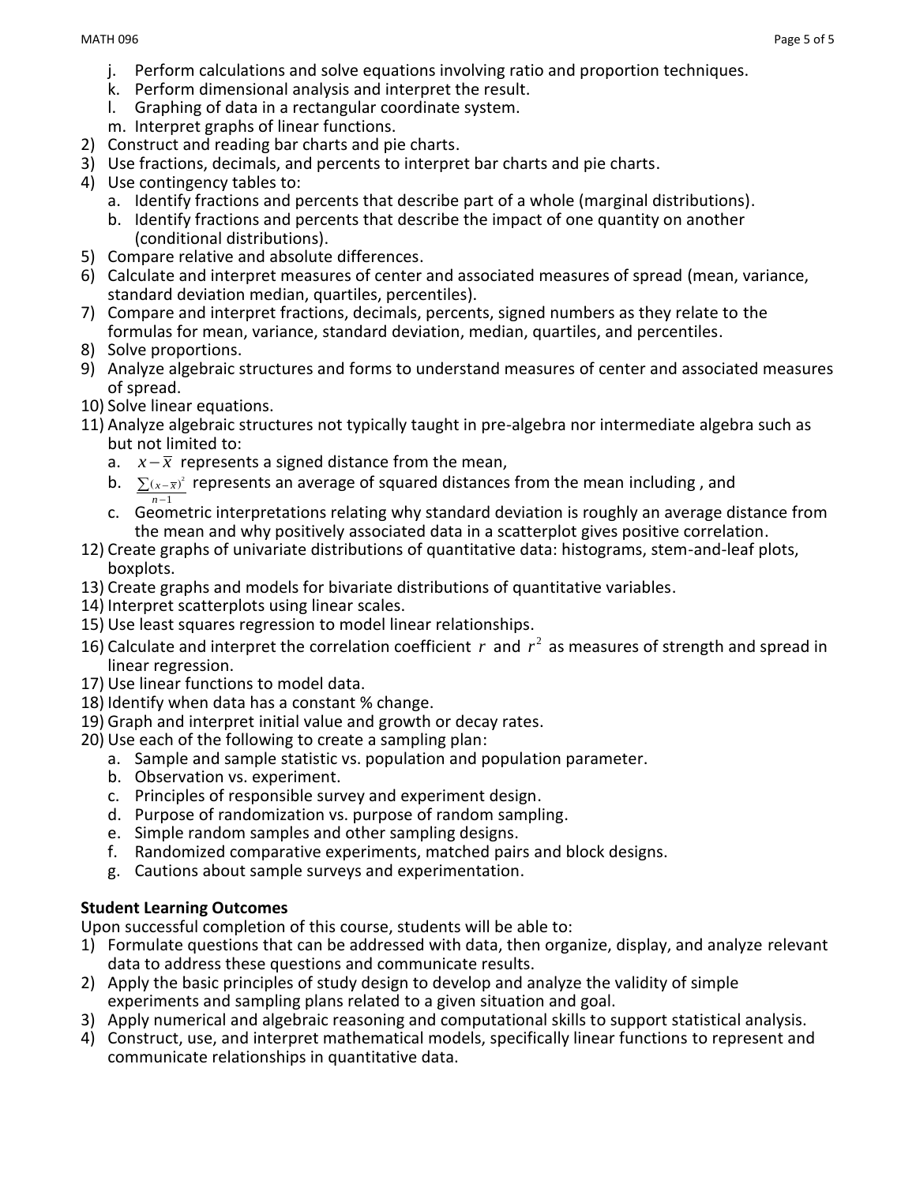j. Perform calculations and solve equations involving ratio and proportion techniques.
   k. Perform dimensional analysis and interpret the result.
   l. Graphing of data in a rectangular coordinate system.
   m. Interpret graphs of linear functions.
2) Construct and reading bar charts and pie charts.
3) Use fractions, decimals, and percents to interpret bar charts and pie charts.
4) Use contingency tables to:
   a. Identify fractions and percents that describe part of a whole (marginal distributions).
   b. Identify fractions and percents that describe the impact of one quantity on another (conditional distributions).
5) Compare relative and absolute differences.
6) Calculate and interpret measures of center and associated measures of spread (mean, variance, standard deviation median, quartiles, percentiles).
7) Compare and interpret fractions, decimals, percents, signed numbers as they relate to the formulas for mean, variance, standard deviation, median, quartiles, and percentiles.
8) Solve proportions.
9) Analyze algebraic structures and forms to understand measures of center and associated measures of spread.
10) Solve linear equations.
11) Analyze algebraic structures not typically taught in pre-algebra nor intermediate algebra such as but not limited to:
    a. $x - \bar{x}$ represents a signed distance from the mean,
    b. $\frac{\sum (x-\bar{x})^2}{n-1}$ represents an average of squared distances from the mean including , and
    c. Geometric interpretations relating why standard deviation is roughly an average distance from the mean and why positively associated data in a scatterplot gives positive correlation.
12) Create graphs of univariate distributions of quantitative data: histograms, stem-and-leaf plots, boxplots.
13) Create graphs and models for bivariate distributions of quantitative variables.
14) Interpret scatterplots using linear scales.
15) Use least squares regression to model linear relationships.
16) Calculate and interpret the correlation coefficient $r$ and $r^2$ as measures of strength and spread in linear regression.
17) Use linear functions to model data.
18) Identify when data has a constant % change.
19) Graph and interpret initial value and growth or decay rates.
20) Use each of the following to create a sampling plan:
    a. Sample and sample statistic vs. population and population parameter.
    b. Observation vs. experiment.
    c. Principles of responsible survey and experiment design.
    d. Purpose of randomization vs. purpose of random sampling.
    e. Simple random samples and other sampling designs.
    f. Randomized comparative experiments, matched pairs and block designs.
    g. Cautions about sample surveys and experimentation.

**Student Learning Outcomes**

Upon successful completion of this course, students will be able to:

1) Formulate questions that can be addressed with data, then organize, display, and analyze relevant data to address these questions and communicate results.
2) Apply the basic principles of study design to develop and analyze the validity of simple experiments and sampling plans related to a given situation and goal.
3) Apply numerical and algebraic reasoning and computational skills to support statistical analysis.
4) Construct, use, and interpret mathematical models, specifically linear functions to represent and communicate relationships in quantitative data.